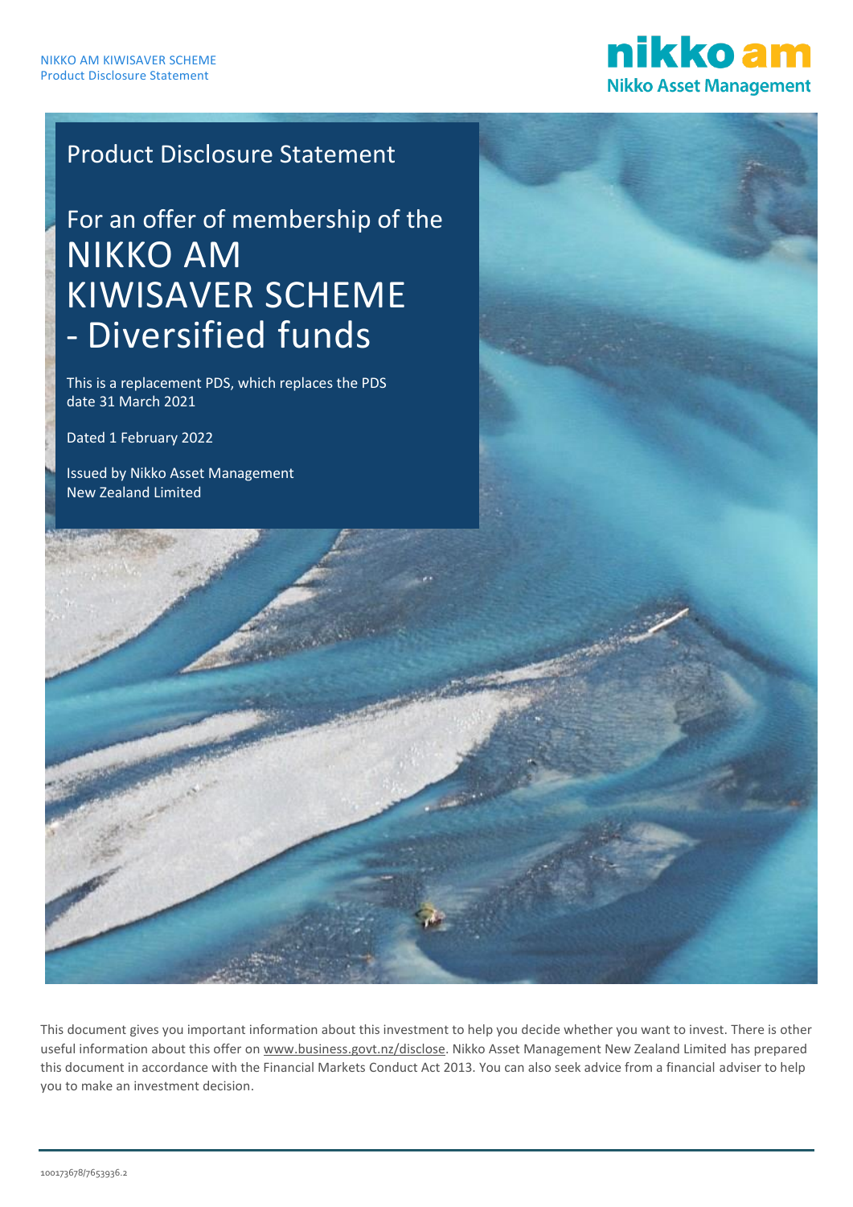# Product Disclosure Statement

## For an offer of membership of the NIKKO AM KIWISAVER SCHEME - Diversified funds

This is a replacement PDS, which replaces the PDS date 31 March 2021

Dated 1 February 2022

Issued by Nikko Asset Management New Zealand Limited

This document gives you important information about this investment to help you decide whether you want to invest. There is other useful information about this offer on www.business.govt.nz/disclose. Nikko Asset Management New Zealand Limited has prepared this document in accordance with the Financial Markets Conduct Act 2013. You can also seek advice from a financial adviser to help you to make an investment decision.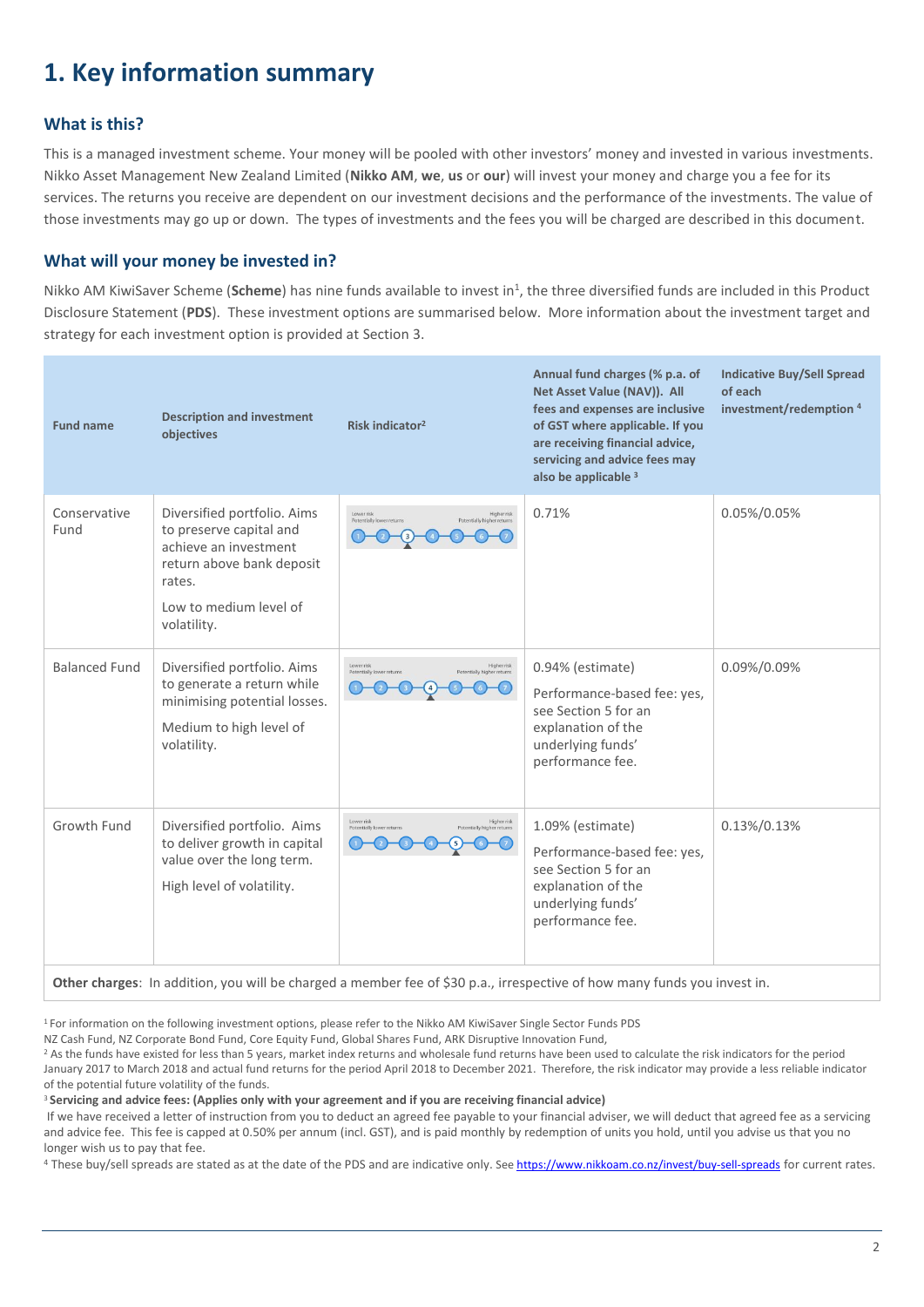# 1. Key information summary

## What is this?

This is a managed investment scheme. Your money will be pooled with other investors' money and invested in various investments. Nikko Asset Management New Zealand Limited (**Nikko AM**, **we**, **us** or **our**) will invest your money and charge you a fee for its services. The returns you receive are dependent on our investment decisions and the performance of the investments. The value of those investments may go up or down. The types of investments and the fees you will be charged are described in this document.

## What will your money be invested in?

Nikko AM KiwiSaver Scheme (**Scheme**) has nine funds available to invest in[1], the three diversified funds are included in this Product Disclosure Statement (**PDS**). These investment options are summarised below. More information about the investment target and strategy for each investment option is provided at Section 3.

| Fund name | Description and investment objectives | Risk indicator[2] | Annual fund charges (% p.a. of Net Asset Value (NAV)). All fees and expenses are inclusive of GST where applicable. If you are receiving financial advice, servicing and advice fees may also be applicable [3] | Indicative Buy/Sell Spread of each investment/redemption [4] |
|---|---|---|---|---|
| Conservative Fund | Diversified portfolio. Aims to preserve capital and achieve an investment return above bank deposit rates.<br><br>Low to medium level of volatility. | Lower risk / Potentially lower returns — 1 2 **3** 4 5 6 7 — Higher risk / Potentially higher returns (3) | 0.71% | 0.05%/0.05% |
| Balanced Fund | Diversified portfolio. Aims to generate a return while minimising potential losses.<br><br>Medium to high level of volatility. | Lower risk / Potentially lower returns — 1 2 3 **4** 5 6 7 — Higher risk / Potentially higher returns (4) | 0.94% (estimate)<br><br>Performance-based fee: yes, see Section 5 for an explanation of the underlying funds' performance fee. | 0.09%/0.09% |
| Growth Fund | Diversified portfolio. Aims to deliver growth in capital value over the long term.<br><br>High level of volatility. | Lower risk / Potentially lower returns — 1 2 3 4 **5** 6 7 — Higher risk / Potentially higher returns (5) | 1.09% (estimate)<br><br>Performance-based fee: yes, see Section 5 for an explanation of the underlying funds' performance fee. | 0.13%/0.13% |
| **Other charges**: In addition, you will be charged a member fee of $30 p.a., irrespective of how many funds you invest in. | | | | |

[1] For information on the following investment options, please refer to the Nikko AM KiwiSaver Single Sector Funds PDS NZ Cash Fund, NZ Corporate Bond Fund, Core Equity Fund, Global Shares Fund, ARK Disruptive Innovation Fund,

[2] As the funds have existed for less than 5 years, market index returns and wholesale fund returns have been used to calculate the risk indicators for the period January 2017 to March 2018 and actual fund returns for the period April 2018 to December 2021. Therefore, the risk indicator may provide a less reliable indicator of the potential future volatility of the funds.

[3] **Servicing and advice fees: (Applies only with your agreement and if you are receiving financial advice)**
If we have received a letter of instruction from you to deduct an agreed fee payable to your financial adviser, we will deduct that agreed fee as a servicing and advice fee. This fee is capped at 0.50% per annum (incl. GST), and is paid monthly by redemption of units you hold, until you advise us that you no longer wish us to pay that fee.

[4] These buy/sell spreads are stated as at the date of the PDS and are indicative only. See https://www.nikkoam.co.nz/invest/buy-sell-spreads for current rates.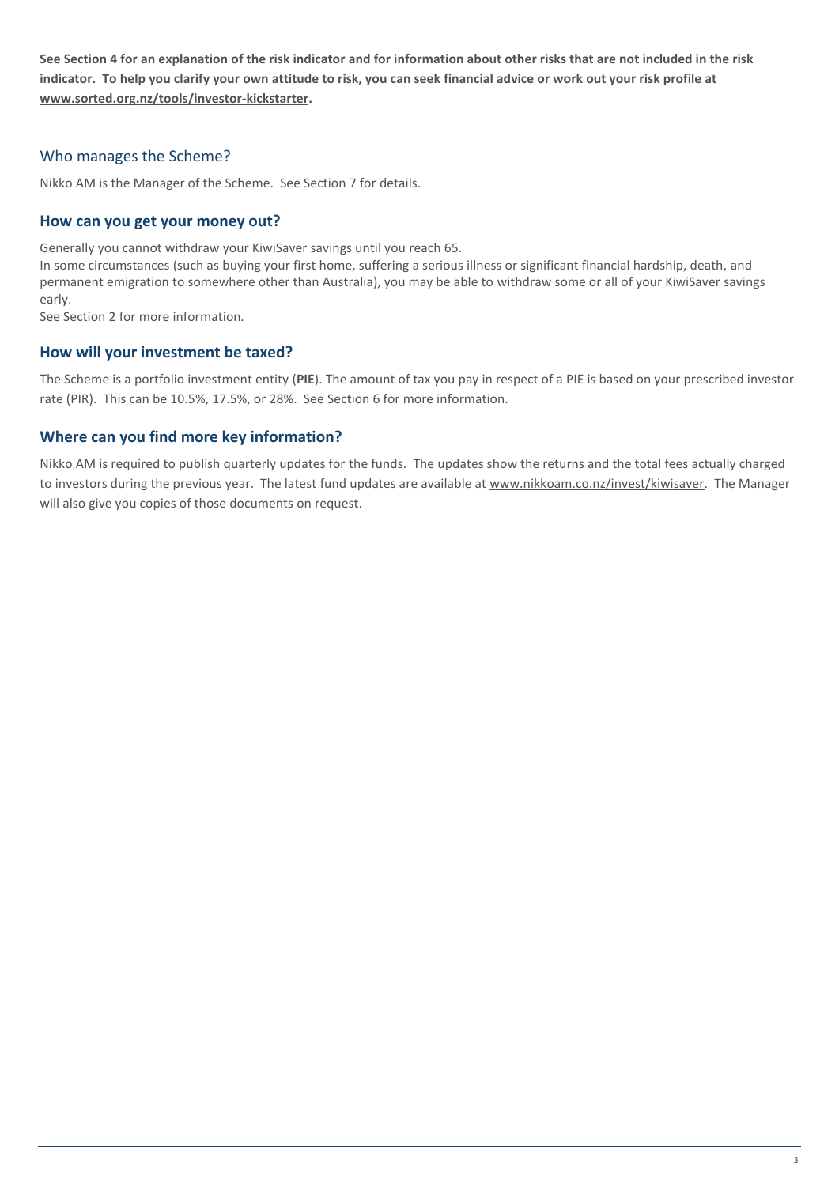**See Section 4 for an explanation of the risk indicator and for information about other risks that are not included in the risk indicator. To help you clarify your own attitude to risk, you can seek financial advice or work out your risk profile at www.sorted.org.nz/tools/investor-kickstarter.**

## Who manages the Scheme?

Nikko AM is the Manager of the Scheme. See Section 7 for details.

### How can you get your money out?

Generally you cannot withdraw your KiwiSaver savings until you reach 65.
In some circumstances (such as buying your first home, suffering a serious illness or significant financial hardship, death, and permanent emigration to somewhere other than Australia), you may be able to withdraw some or all of your KiwiSaver savings early.
See Section 2 for more information.

### How will your investment be taxed?

The Scheme is a portfolio investment entity (**PIE**). The amount of tax you pay in respect of a PIE is based on your prescribed investor rate (PIR). This can be 10.5%, 17.5%, or 28%. See Section 6 for more information.

### Where can you find more key information?

Nikko AM is required to publish quarterly updates for the funds. The updates show the returns and the total fees actually charged to investors during the previous year. The latest fund updates are available at www.nikkoam.co.nz/invest/kiwisaver. The Manager will also give you copies of those documents on request.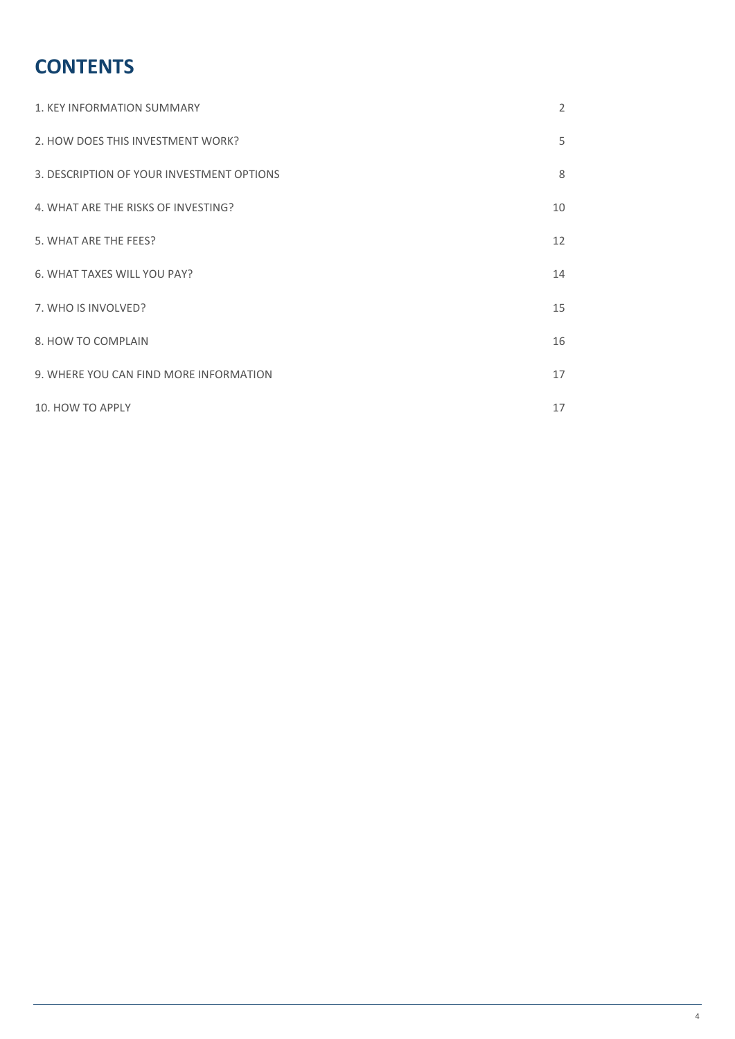# CONTENTS

| | |
|---|---|
| 1. KEY INFORMATION SUMMARY | 2 |
| 2. HOW DOES THIS INVESTMENT WORK? | 5 |
| 3. DESCRIPTION OF YOUR INVESTMENT OPTIONS | 8 |
| 4. WHAT ARE THE RISKS OF INVESTING? | 10 |
| 5. WHAT ARE THE FEES? | 12 |
| 6. WHAT TAXES WILL YOU PAY? | 14 |
| 7. WHO IS INVOLVED? | 15 |
| 8. HOW TO COMPLAIN | 16 |
| 9. WHERE YOU CAN FIND MORE INFORMATION | 17 |
| 10. HOW TO APPLY | 17 |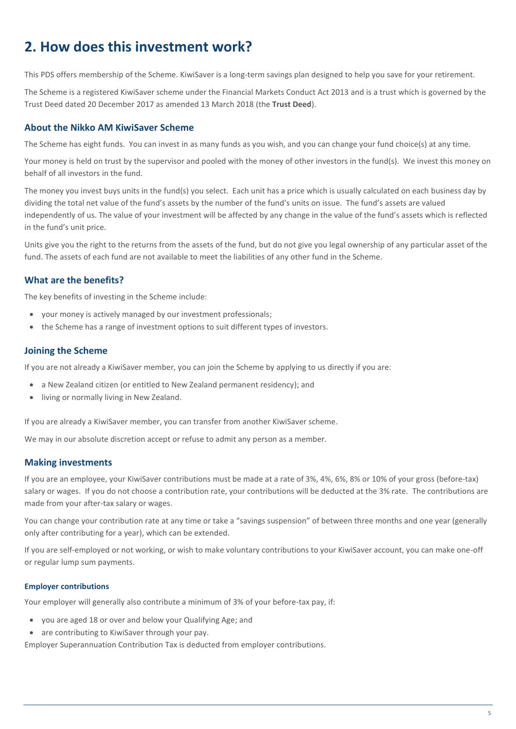# 2. How does this investment work?

This PDS offers membership of the Scheme. KiwiSaver is a long-term savings plan designed to help you save for your retirement.

The Scheme is a registered KiwiSaver scheme under the Financial Markets Conduct Act 2013 and is a trust which is governed by the Trust Deed dated 20 December 2017 as amended 13 March 2018 (the **Trust Deed**).

## About the Nikko AM KiwiSaver Scheme

The Scheme has eight funds. You can invest in as many funds as you wish, and you can change your fund choice(s) at any time.

Your money is held on trust by the supervisor and pooled with the money of other investors in the fund(s). We invest this money on behalf of all investors in the fund.

The money you invest buys units in the fund(s) you select. Each unit has a price which is usually calculated on each business day by dividing the total net value of the fund's assets by the number of the fund's units on issue. The fund's assets are valued independently of us. The value of your investment will be affected by any change in the value of the fund's assets which is reflected in the fund's unit price.

Units give you the right to the returns from the assets of the fund, but do not give you legal ownership of any particular asset of the fund. The assets of each fund are not available to meet the liabilities of any other fund in the Scheme.

## What are the benefits?

The key benefits of investing in the Scheme include:

- your money is actively managed by our investment professionals;
- the Scheme has a range of investment options to suit different types of investors.

## Joining the Scheme

If you are not already a KiwiSaver member, you can join the Scheme by applying to us directly if you are:

- a New Zealand citizen (or entitled to New Zealand permanent residency); and
- living or normally living in New Zealand.

If you are already a KiwiSaver member, you can transfer from another KiwiSaver scheme.

We may in our absolute discretion accept or refuse to admit any person as a member.

## Making investments

If you are an employee, your KiwiSaver contributions must be made at a rate of 3%, 4%, 6%, 8% or 10% of your gross (before-tax) salary or wages. If you do not choose a contribution rate, your contributions will be deducted at the 3% rate. The contributions are made from your after-tax salary or wages.

You can change your contribution rate at any time or take a "savings suspension" of between three months and one year (generally only after contributing for a year), which can be extended.

If you are self-employed or not working, or wish to make voluntary contributions to your KiwiSaver account, you can make one-off or regular lump sum payments.

### Employer contributions

Your employer will generally also contribute a minimum of 3% of your before-tax pay, if:

- you are aged 18 or over and below your Qualifying Age; and
- are contributing to KiwiSaver through your pay.

Employer Superannuation Contribution Tax is deducted from employer contributions.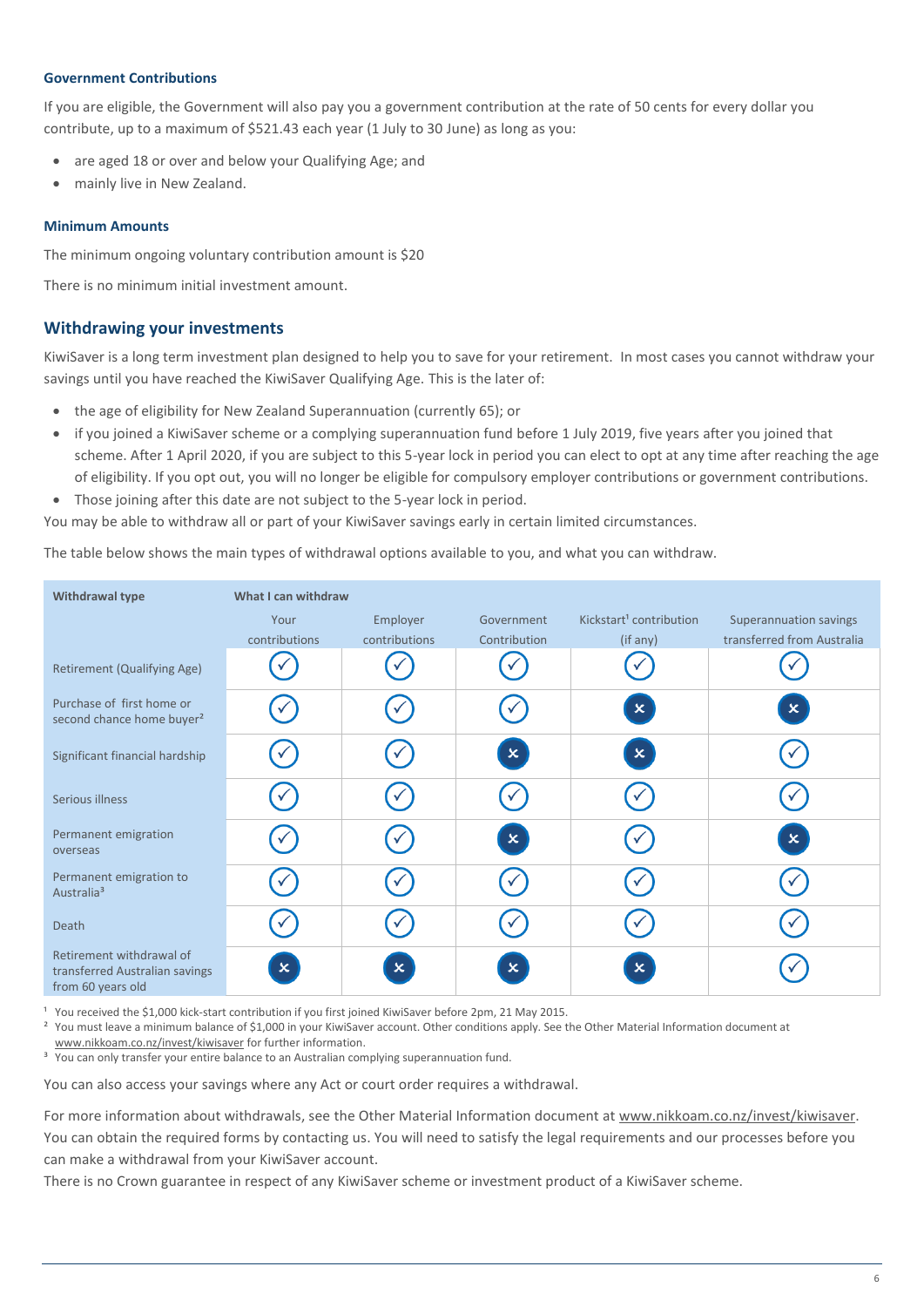### Government Contributions

If you are eligible, the Government will also pay you a government contribution at the rate of 50 cents for every dollar you contribute, up to a maximum of $521.43 each year (1 July to 30 June) as long as you:

- are aged 18 or over and below your Qualifying Age; and
- mainly live in New Zealand.

### Minimum Amounts

The minimum ongoing voluntary contribution amount is $20

There is no minimum initial investment amount.

## Withdrawing your investments

KiwiSaver is a long term investment plan designed to help you to save for your retirement. In most cases you cannot withdraw your savings until you have reached the KiwiSaver Qualifying Age. This is the later of:

- the age of eligibility for New Zealand Superannuation (currently 65); or
- if you joined a KiwiSaver scheme or a complying superannuation fund before 1 July 2019, five years after you joined that scheme. After 1 April 2020, if you are subject to this 5-year lock in period you can elect to opt at any time after reaching the age of eligibility. If you opt out, you will no longer be eligible for compulsory employer contributions or government contributions.
- Those joining after this date are not subject to the 5-year lock in period.

You may be able to withdraw all or part of your KiwiSaver savings early in certain limited circumstances.

The table below shows the main types of withdrawal options available to you, and what you can withdraw.

| Withdrawal type | What I can withdraw | | | | |
|---|---|---|---|---|---|
| | Your contributions | Employer contributions | Government Contribution | Kickstart[1] contribution (if any) | Superannuation savings transferred from Australia |
| Retirement (Qualifying Age) | ✓ | ✓ | ✓ | ✓ | ✓ |
| Purchase of first home or second chance home buyer[2] | ✓ | ✓ | ✓ | ✗ | ✗ |
| Significant financial hardship | ✓ | ✓ | ✗ | ✗ | ✓ |
| Serious illness | ✓ | ✓ | ✓ | ✓ | ✓ |
| Permanent emigration overseas | ✓ | ✓ | ✗ | ✓ | ✗ |
| Permanent emigration to Australia[3] | ✓ | ✓ | ✓ | ✓ | ✓ |
| Death | ✓ | ✓ | ✓ | ✓ | ✓ |
| Retirement withdrawal of transferred Australian savings from 60 years old | ✗ | ✗ | ✗ | ✗ | ✓ |

[1] You received the $1,000 kick-start contribution if you first joined KiwiSaver before 2pm, 21 May 2015.
[2] You must leave a minimum balance of $1,000 in your KiwiSaver account. Other conditions apply. See the Other Material Information document at www.nikkoam.co.nz/invest/kiwisaver for further information.
[3] You can only transfer your entire balance to an Australian complying superannuation fund.

You can also access your savings where any Act or court order requires a withdrawal.

For more information about withdrawals, see the Other Material Information document at www.nikkoam.co.nz/invest/kiwisaver. You can obtain the required forms by contacting us. You will need to satisfy the legal requirements and our processes before you can make a withdrawal from your KiwiSaver account.

There is no Crown guarantee in respect of any KiwiSaver scheme or investment product of a KiwiSaver scheme.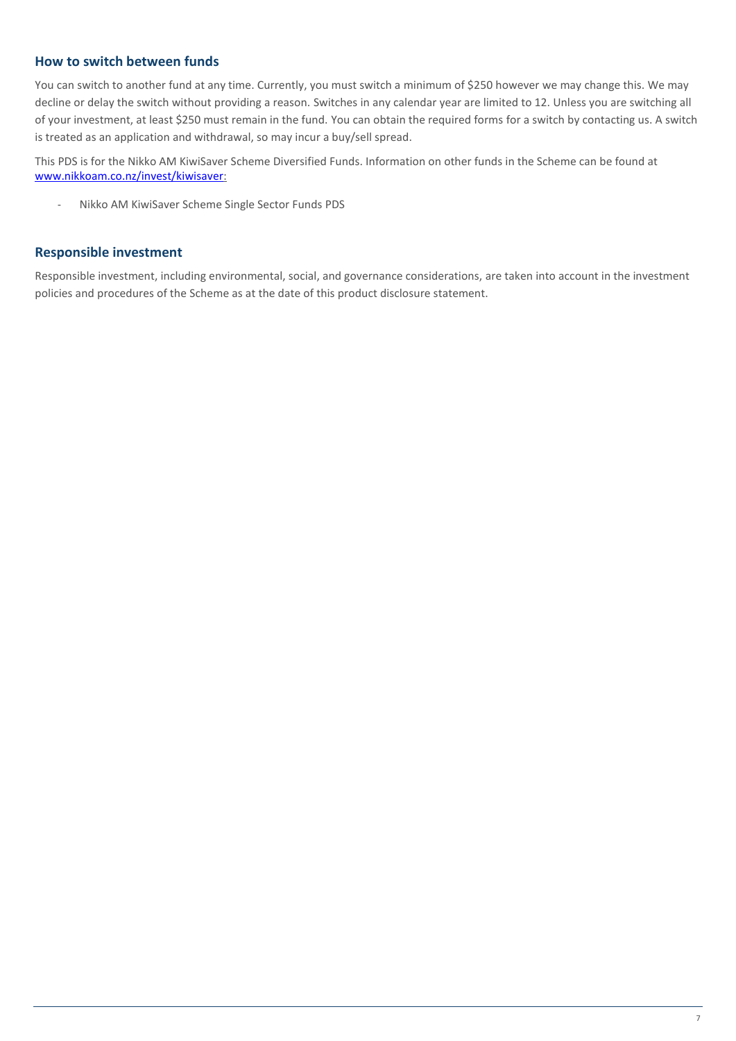## How to switch between funds

You can switch to another fund at any time. Currently, you must switch a minimum of $250 however we may change this. We may decline or delay the switch without providing a reason. Switches in any calendar year are limited to 12. Unless you are switching all of your investment, at least $250 must remain in the fund. You can obtain the required forms for a switch by contacting us. A switch is treated as an application and withdrawal, so may incur a buy/sell spread.

This PDS is for the Nikko AM KiwiSaver Scheme Diversified Funds. Information on other funds in the Scheme can be found at www.nikkoam.co.nz/invest/kiwisaver:

- Nikko AM KiwiSaver Scheme Single Sector Funds PDS

## Responsible investment

Responsible investment, including environmental, social, and governance considerations, are taken into account in the investment policies and procedures of the Scheme as at the date of this product disclosure statement.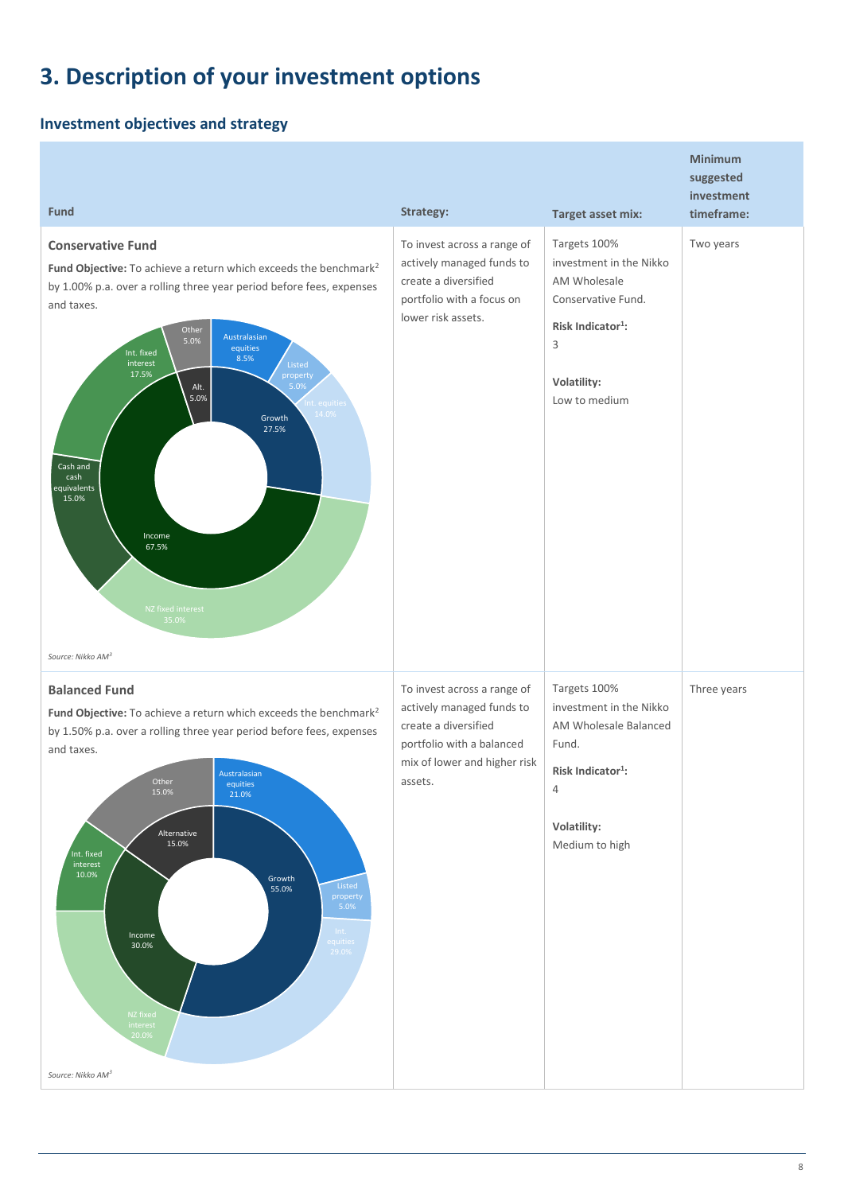# 3. Description of your investment options

## Investment objectives and strategy

| Fund | Strategy: | Target asset mix: | Minimum suggested investment timeframe: |
|---|---|---|---|
| **Conservative Fund**<br>**Fund Objective:** To achieve a return which exceeds the benchmark[2] by 1.00% p.a. over a rolling three year period before fees, expenses and taxes.<br>Growth 27.5%: Australasian equities 8.5%, Listed property 5.0%, Int. equities 14.0%<br>Income 67.5%: NZ fixed interest 35.0%, Cash and cash equivalents 15.0%, Int. fixed interest 17.5%<br>Other 5.0%: Alt. 5.0%<br>*Source: Nikko AM[3]* | To invest across a range of actively managed funds to create a diversified portfolio with a focus on lower risk assets. | Targets 100% investment in the Nikko AM Wholesale Conservative Fund.<br>**Risk Indicator[1]:** 3<br>**Volatility:** Low to medium | Two years |
| **Balanced Fund**<br>**Fund Objective:** To achieve a return which exceeds the benchmark[2] by 1.50% p.a. over a rolling three year period before fees, expenses and taxes.<br>Growth 55.0%: Australasian equities 21.0%, Listed property 5.0%, Int. equities 29.0%<br>Income 30.0%: NZ fixed interest 20.0%, Int. fixed interest 10.0%<br>Other 15.0%: Alternative 15.0%<br>*Source: Nikko AM[3]* | To invest across a range of actively managed funds to create a diversified portfolio with a balanced mix of lower and higher risk assets. | Targets 100% investment in the Nikko AM Wholesale Balanced Fund.<br>**Risk Indicator[1]:** 4<br>**Volatility:** Medium to high | Three years |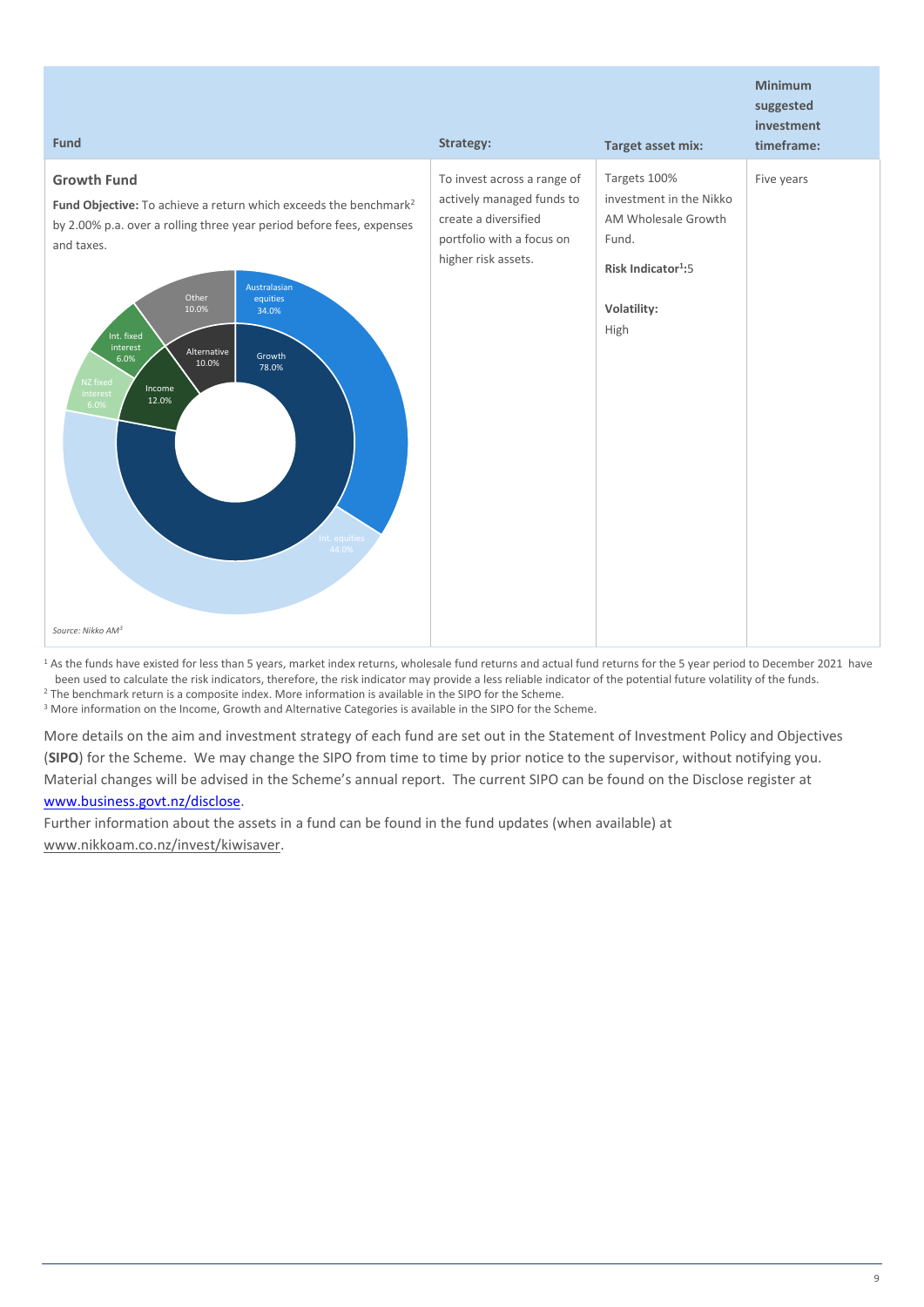| Fund | Strategy: | Target asset mix: | Minimum suggested investment timeframe: |
|---|---|---|---|
| **Growth Fund**<br><br>**Fund Objective:** To achieve a return which exceeds the benchmark[2] by 2.00% p.a. over a rolling three year period before fees, expenses and taxes.<br><br>Australasian equities 34.0%; Int. equities 44.0%; NZ fixed interest 6.0%; Int. fixed interest 6.0%; Other 10.0%; Growth 78.0%; Income 12.0%; Alternative 10.0%<br><br>*Source: Nikko AM[3]* | To invest across a range of actively managed funds to create a diversified portfolio with a focus on higher risk assets. | Targets 100% investment in the Nikko AM Wholesale Growth Fund.<br><br>**Risk Indicator[1]:** 5<br><br>**Volatility:**<br>High | Five years |

[1] As the funds have existed for less than 5 years, market index returns, wholesale fund returns and actual fund returns for the 5 year period to December 2021 have been used to calculate the risk indicators, therefore, the risk indicator may provide a less reliable indicator of the potential future volatility of the funds.

[2] The benchmark return is a composite index. More information is available in the SIPO for the Scheme.

[3] More information on the Income, Growth and Alternative Categories is available in the SIPO for the Scheme.

More details on the aim and investment strategy of each fund are set out in the Statement of Investment Policy and Objectives (**SIPO**) for the Scheme. We may change the SIPO from time to time by prior notice to the supervisor, without notifying you. Material changes will be advised in the Scheme's annual report. The current SIPO can be found on the Disclose register at www.business.govt.nz/disclose.

Further information about the assets in a fund can be found in the fund updates (when available) at www.nikkoam.co.nz/invest/kiwisaver.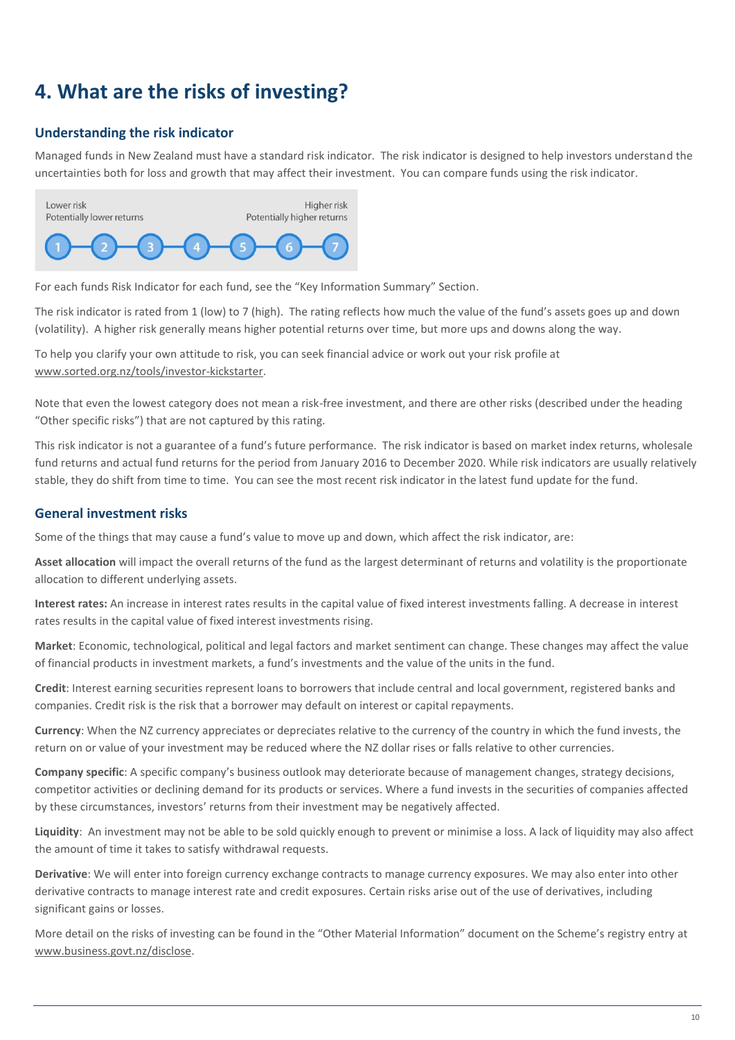# 4. What are the risks of investing?

## Understanding the risk indicator

Managed funds in New Zealand must have a standard risk indicator. The risk indicator is designed to help investors understand the uncertainties both for loss and growth that may affect their investment. You can compare funds using the risk indicator.

| Lower risk<br>Potentially lower returns | | | | | | Higher risk<br>Potentially higher returns |
|---|---|---|---|---|---|---|
| 1 | 2 | 3 | 4 | 5 | 6 | 7 |

For each funds Risk Indicator for each fund, see the "Key Information Summary" Section.

The risk indicator is rated from 1 (low) to 7 (high). The rating reflects how much the value of the fund's assets goes up and down (volatility). A higher risk generally means higher potential returns over time, but more ups and downs along the way.

To help you clarify your own attitude to risk, you can seek financial advice or work out your risk profile at www.sorted.org.nz/tools/investor-kickstarter.

Note that even the lowest category does not mean a risk-free investment, and there are other risks (described under the heading "Other specific risks") that are not captured by this rating.

This risk indicator is not a guarantee of a fund's future performance. The risk indicator is based on market index returns, wholesale fund returns and actual fund returns for the period from January 2016 to December 2020. While risk indicators are usually relatively stable, they do shift from time to time. You can see the most recent risk indicator in the latest fund update for the fund.

## General investment risks

Some of the things that may cause a fund's value to move up and down, which affect the risk indicator, are:

**Asset allocation** will impact the overall returns of the fund as the largest determinant of returns and volatility is the proportionate allocation to different underlying assets.

**Interest rates:** An increase in interest rates results in the capital value of fixed interest investments falling. A decrease in interest rates results in the capital value of fixed interest investments rising.

**Market**: Economic, technological, political and legal factors and market sentiment can change. These changes may affect the value of financial products in investment markets, a fund's investments and the value of the units in the fund.

**Credit**: Interest earning securities represent loans to borrowers that include central and local government, registered banks and companies. Credit risk is the risk that a borrower may default on interest or capital repayments.

**Currency**: When the NZ currency appreciates or depreciates relative to the currency of the country in which the fund invests, the return on or value of your investment may be reduced where the NZ dollar rises or falls relative to other currencies.

**Company specific**: A specific company's business outlook may deteriorate because of management changes, strategy decisions, competitor activities or declining demand for its products or services. Where a fund invests in the securities of companies affected by these circumstances, investors' returns from their investment may be negatively affected.

**Liquidity**: An investment may not be able to be sold quickly enough to prevent or minimise a loss. A lack of liquidity may also affect the amount of time it takes to satisfy withdrawal requests.

**Derivative**: We will enter into foreign currency exchange contracts to manage currency exposures. We may also enter into other derivative contracts to manage interest rate and credit exposures. Certain risks arise out of the use of derivatives, including significant gains or losses.

More detail on the risks of investing can be found in the "Other Material Information" document on the Scheme's registry entry at www.business.govt.nz/disclose.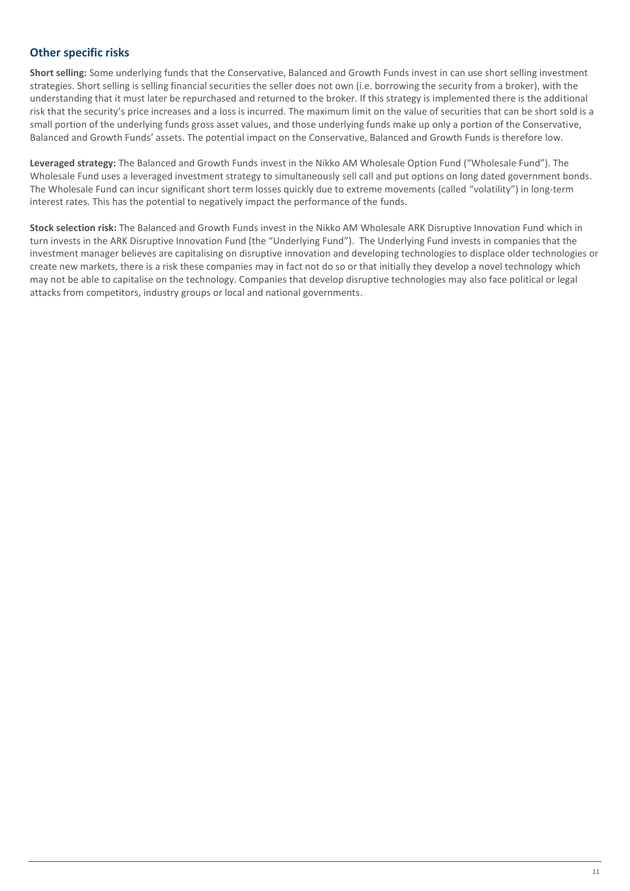## Other specific risks

**Short selling:** Some underlying funds that the Conservative, Balanced and Growth Funds invest in can use short selling investment strategies. Short selling is selling financial securities the seller does not own (i.e. borrowing the security from a broker), with the understanding that it must later be repurchased and returned to the broker. If this strategy is implemented there is the additional risk that the security's price increases and a loss is incurred. The maximum limit on the value of securities that can be short sold is a small portion of the underlying funds gross asset values, and those underlying funds make up only a portion of the Conservative, Balanced and Growth Funds' assets. The potential impact on the Conservative, Balanced and Growth Funds is therefore low.

**Leveraged strategy:** The Balanced and Growth Funds invest in the Nikko AM Wholesale Option Fund ("Wholesale Fund"). The Wholesale Fund uses a leveraged investment strategy to simultaneously sell call and put options on long dated government bonds. The Wholesale Fund can incur significant short term losses quickly due to extreme movements (called "volatility") in long-term interest rates. This has the potential to negatively impact the performance of the funds.

**Stock selection risk:** The Balanced and Growth Funds invest in the Nikko AM Wholesale ARK Disruptive Innovation Fund which in turn invests in the ARK Disruptive Innovation Fund (the "Underlying Fund"). The Underlying Fund invests in companies that the investment manager believes are capitalising on disruptive innovation and developing technologies to displace older technologies or create new markets, there is a risk these companies may in fact not do so or that initially they develop a novel technology which may not be able to capitalise on the technology. Companies that develop disruptive technologies may also face political or legal attacks from competitors, industry groups or local and national governments.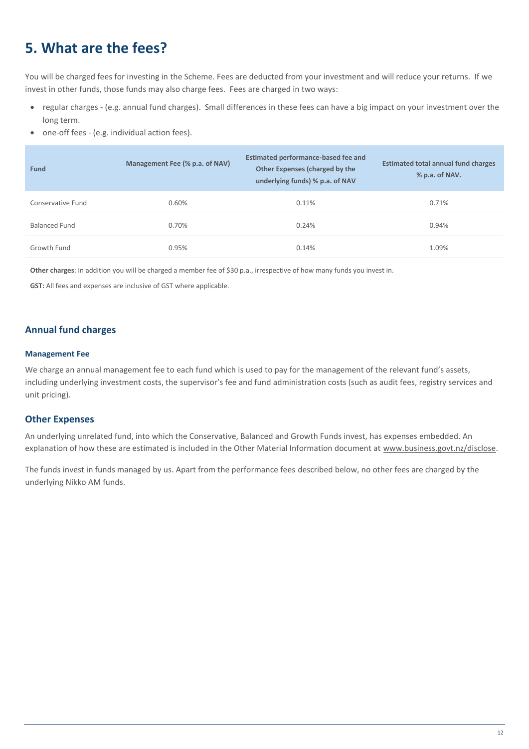# 5. What are the fees?

You will be charged fees for investing in the Scheme. Fees are deducted from your investment and will reduce your returns. If we invest in other funds, those funds may also charge fees. Fees are charged in two ways:

- regular charges - (e.g. annual fund charges). Small differences in these fees can have a big impact on your investment over the long term.
- one-off fees - (e.g. individual action fees).

| Fund | Management Fee (% p.a. of NAV) | Estimated performance-based fee and Other Expenses (charged by the underlying funds) % p.a. of NAV | Estimated total annual fund charges % p.a. of NAV. |
|---|---|---|---|
| Conservative Fund | 0.60% | 0.11% | 0.71% |
| Balanced Fund | 0.70% | 0.24% | 0.94% |
| Growth Fund | 0.95% | 0.14% | 1.09% |

**Other charges**: In addition you will be charged a member fee of $30 p.a., irrespective of how many funds you invest in.

**GST:** All fees and expenses are inclusive of GST where applicable.

## Annual fund charges

### Management Fee

We charge an annual management fee to each fund which is used to pay for the management of the relevant fund's assets, including underlying investment costs, the supervisor's fee and fund administration costs (such as audit fees, registry services and unit pricing).

## Other Expenses

An underlying unrelated fund, into which the Conservative, Balanced and Growth Funds invest, has expenses embedded. An explanation of how these are estimated is included in the Other Material Information document at www.business.govt.nz/disclose.

The funds invest in funds managed by us. Apart from the performance fees described below, no other fees are charged by the underlying Nikko AM funds.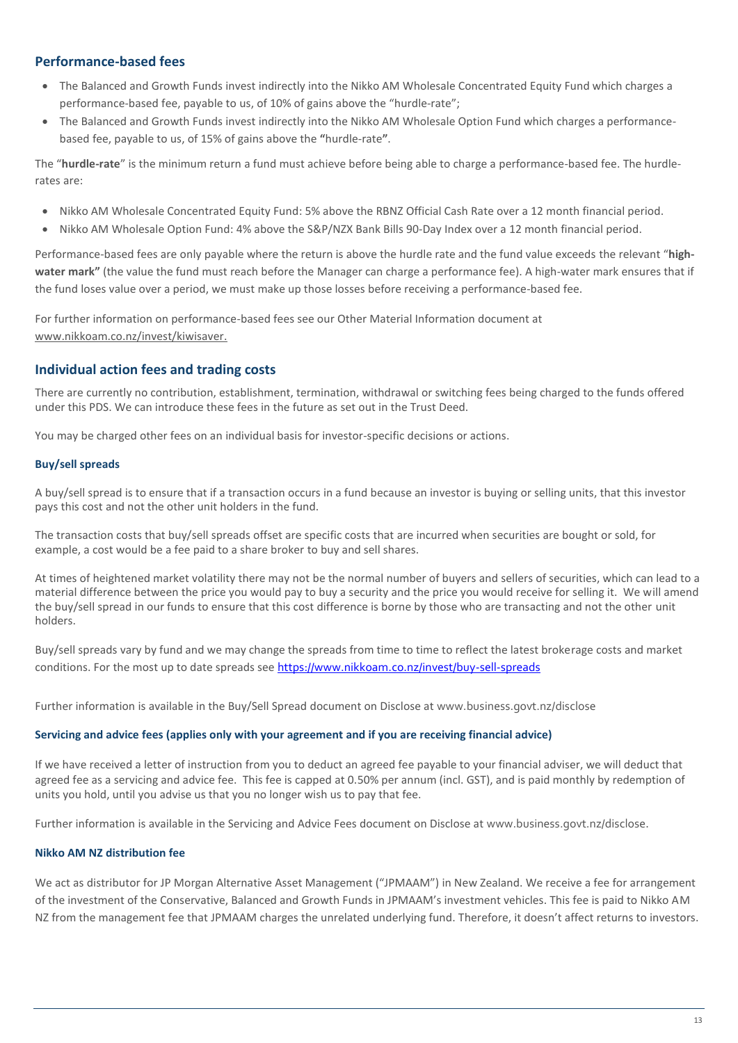## Performance-based fees

- The Balanced and Growth Funds invest indirectly into the Nikko AM Wholesale Concentrated Equity Fund which charges a performance-based fee, payable to us, of 10% of gains above the "hurdle-rate";
- The Balanced and Growth Funds invest indirectly into the Nikko AM Wholesale Option Fund which charges a performance-based fee, payable to us, of 15% of gains above the **"**hurdle-rate**"**.

The "**hurdle-rate**" is the minimum return a fund must achieve before being able to charge a performance-based fee. The hurdle-rates are:

- Nikko AM Wholesale Concentrated Equity Fund: 5% above the RBNZ Official Cash Rate over a 12 month financial period.
- Nikko AM Wholesale Option Fund: 4% above the S&P/NZX Bank Bills 90-Day Index over a 12 month financial period.

Performance-based fees are only payable where the return is above the hurdle rate and the fund value exceeds the relevant "**high-water mark"** (the value the fund must reach before the Manager can charge a performance fee). A high-water mark ensures that if the fund loses value over a period, we must make up those losses before receiving a performance-based fee.

For further information on performance-based fees see our Other Material Information document at www.nikkoam.co.nz/invest/kiwisaver.

## Individual action fees and trading costs

There are currently no contribution, establishment, termination, withdrawal or switching fees being charged to the funds offered under this PDS. We can introduce these fees in the future as set out in the Trust Deed.

You may be charged other fees on an individual basis for investor-specific decisions or actions.

### Buy/sell spreads

A buy/sell spread is to ensure that if a transaction occurs in a fund because an investor is buying or selling units, that this investor pays this cost and not the other unit holders in the fund.

The transaction costs that buy/sell spreads offset are specific costs that are incurred when securities are bought or sold, for example, a cost would be a fee paid to a share broker to buy and sell shares.

At times of heightened market volatility there may not be the normal number of buyers and sellers of securities, which can lead to a material difference between the price you would pay to buy a security and the price you would receive for selling it. We will amend the buy/sell spread in our funds to ensure that this cost difference is borne by those who are transacting and not the other unit holders.

Buy/sell spreads vary by fund and we may change the spreads from time to time to reflect the latest brokerage costs and market conditions. For the most up to date spreads see https://www.nikkoam.co.nz/invest/buy-sell-spreads

Further information is available in the Buy/Sell Spread document on Disclose at www.business.govt.nz/disclose

### Servicing and advice fees (applies only with your agreement and if you are receiving financial advice)

If we have received a letter of instruction from you to deduct an agreed fee payable to your financial adviser, we will deduct that agreed fee as a servicing and advice fee. This fee is capped at 0.50% per annum (incl. GST), and is paid monthly by redemption of units you hold, until you advise us that you no longer wish us to pay that fee.

Further information is available in the Servicing and Advice Fees document on Disclose at www.business.govt.nz/disclose.

### Nikko AM NZ distribution fee

We act as distributor for JP Morgan Alternative Asset Management ("JPMAAM") in New Zealand. We receive a fee for arrangement of the investment of the Conservative, Balanced and Growth Funds in JPMAAM's investment vehicles. This fee is paid to Nikko AM NZ from the management fee that JPMAAM charges the unrelated underlying fund. Therefore, it doesn't affect returns to investors.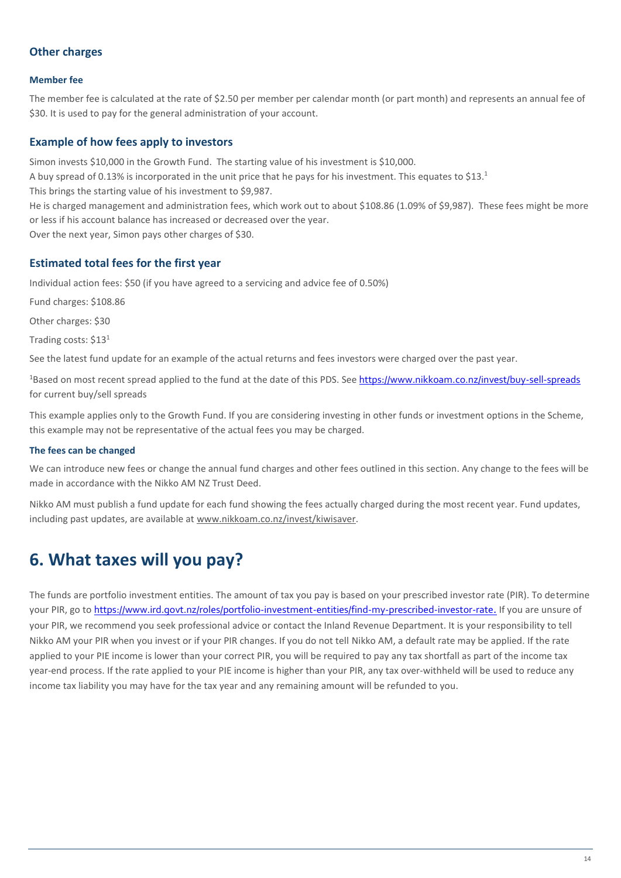### Other charges

#### Member fee

The member fee is calculated at the rate of $2.50 per member per calendar month (or part month) and represents an annual fee of $30. It is used to pay for the general administration of your account.

### Example of how fees apply to investors

Simon invests $10,000 in the Growth Fund. The starting value of his investment is $10,000.

A buy spread of 0.13% is incorporated in the unit price that he pays for his investment. This equates to $13.[1]

This brings the starting value of his investment to $9,987.

He is charged management and administration fees, which work out to about $108.86 (1.09% of $9,987). These fees might be more or less if his account balance has increased or decreased over the year.

Over the next year, Simon pays other charges of $30.

### Estimated total fees for the first year

Individual action fees: $50 (if you have agreed to a servicing and advice fee of 0.50%)

Fund charges: $108.86

Other charges: $30

Trading costs: $13[1]

See the latest fund update for an example of the actual returns and fees investors were charged over the past year.

[1]Based on most recent spread applied to the fund at the date of this PDS. See https://www.nikkoam.co.nz/invest/buy-sell-spreads for current buy/sell spreads

This example applies only to the Growth Fund. If you are considering investing in other funds or investment options in the Scheme, this example may not be representative of the actual fees you may be charged.

#### The fees can be changed

We can introduce new fees or change the annual fund charges and other fees outlined in this section. Any change to the fees will be made in accordance with the Nikko AM NZ Trust Deed.

Nikko AM must publish a fund update for each fund showing the fees actually charged during the most recent year. Fund updates, including past updates, are available at www.nikkoam.co.nz/invest/kiwisaver.

## 6. What taxes will you pay?

The funds are portfolio investment entities. The amount of tax you pay is based on your prescribed investor rate (PIR). To determine your PIR, go to https://www.ird.govt.nz/roles/portfolio-investment-entities/find-my-prescribed-investor-rate. If you are unsure of your PIR, we recommend you seek professional advice or contact the Inland Revenue Department. It is your responsibility to tell Nikko AM your PIR when you invest or if your PIR changes. If you do not tell Nikko AM, a default rate may be applied. If the rate applied to your PIE income is lower than your correct PIR, you will be required to pay any tax shortfall as part of the income tax year-end process. If the rate applied to your PIE income is higher than your PIR, any tax over-withheld will be used to reduce any income tax liability you may have for the tax year and any remaining amount will be refunded to you.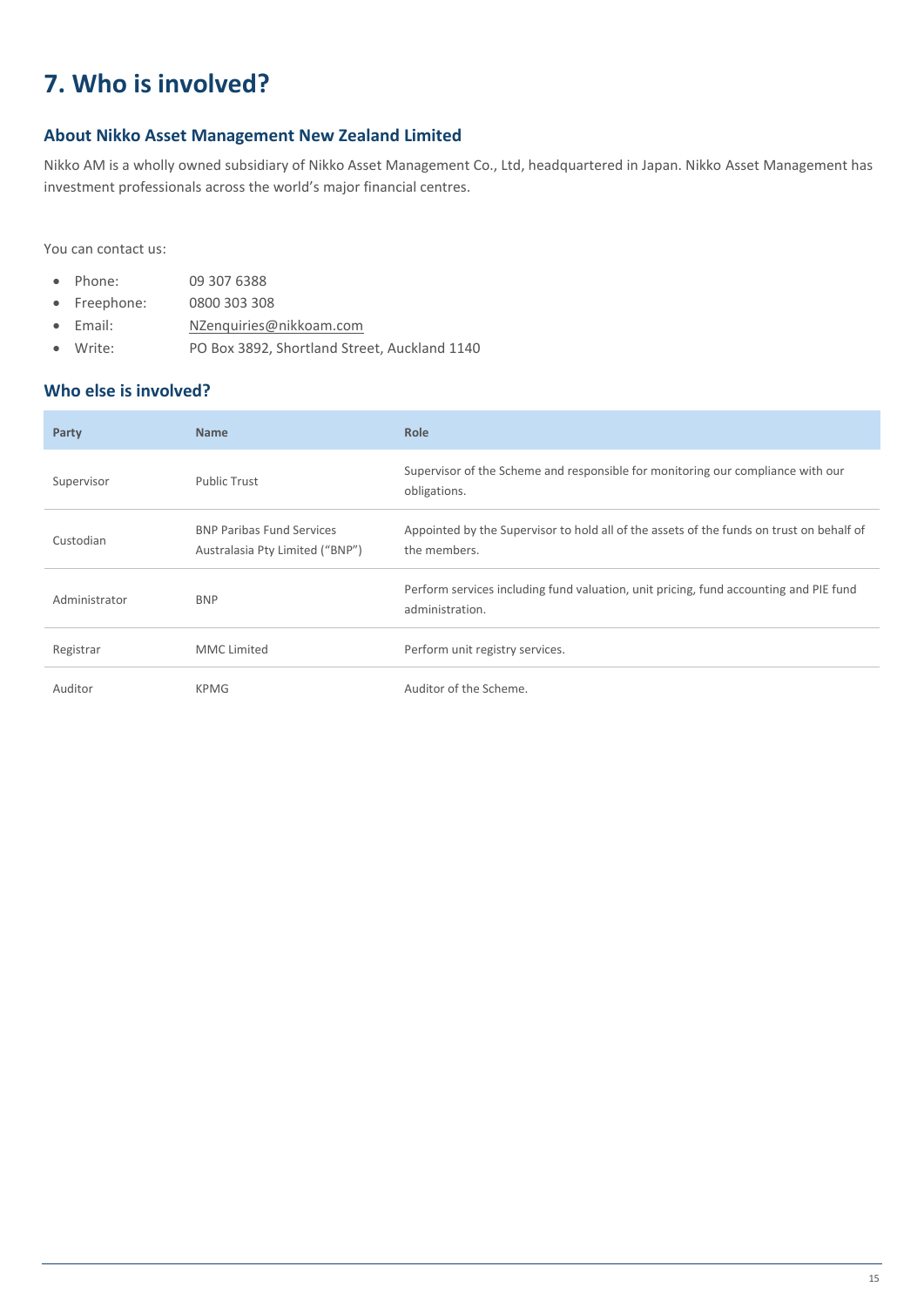# 7. Who is involved?

## About Nikko Asset Management New Zealand Limited

Nikko AM is a wholly owned subsidiary of Nikko Asset Management Co., Ltd, headquartered in Japan. Nikko Asset Management has investment professionals across the world's major financial centres.

You can contact us:

- Phone: 09 307 6388
- Freephone: 0800 303 308
- Email: NZenquiries@nikkoam.com
- Write: PO Box 3892, Shortland Street, Auckland 1140

## Who else is involved?

| Party | Name | Role |
|---|---|---|
| Supervisor | Public Trust | Supervisor of the Scheme and responsible for monitoring our compliance with our obligations. |
| Custodian | BNP Paribas Fund Services Australasia Pty Limited ("BNP") | Appointed by the Supervisor to hold all of the assets of the funds on trust on behalf of the members. |
| Administrator | BNP | Perform services including fund valuation, unit pricing, fund accounting and PIE fund administration. |
| Registrar | MMC Limited | Perform unit registry services. |
| Auditor | KPMG | Auditor of the Scheme. |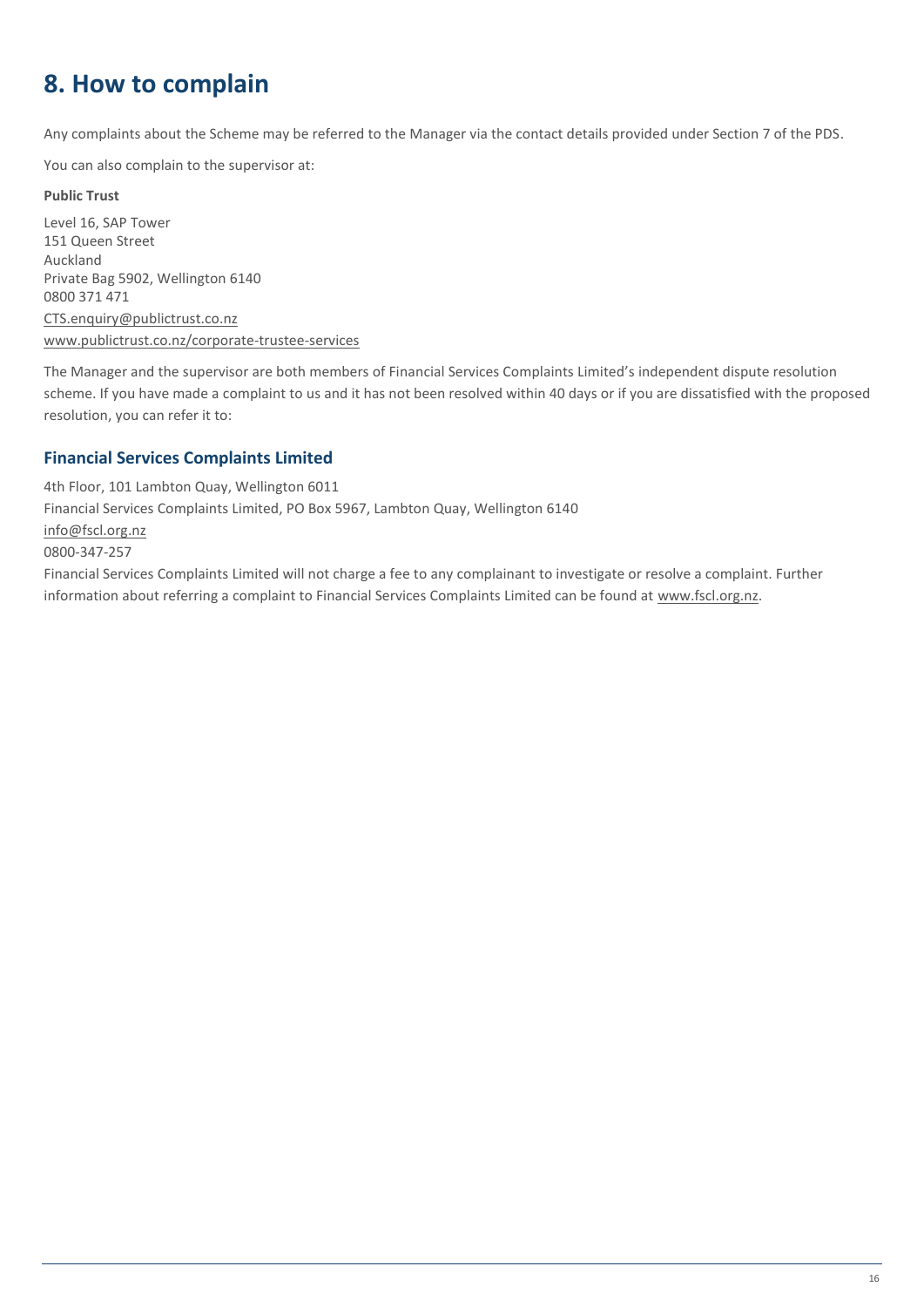# 8. How to complain

Any complaints about the Scheme may be referred to the Manager via the contact details provided under Section 7 of the PDS.

You can also complain to the supervisor at:

**Public Trust**

Level 16, SAP Tower
151 Queen Street
Auckland
Private Bag 5902, Wellington 6140
0800 371 471
CTS.enquiry@publictrust.co.nz
www.publictrust.co.nz/corporate-trustee-services

The Manager and the supervisor are both members of Financial Services Complaints Limited's independent dispute resolution scheme. If you have made a complaint to us and it has not been resolved within 40 days or if you are dissatisfied with the proposed resolution, you can refer it to:

## Financial Services Complaints Limited

4th Floor, 101 Lambton Quay, Wellington 6011
Financial Services Complaints Limited, PO Box 5967, Lambton Quay, Wellington 6140
info@fscl.org.nz
0800-347-257
Financial Services Complaints Limited will not charge a fee to any complainant to investigate or resolve a complaint. Further information about referring a complaint to Financial Services Complaints Limited can be found at www.fscl.org.nz.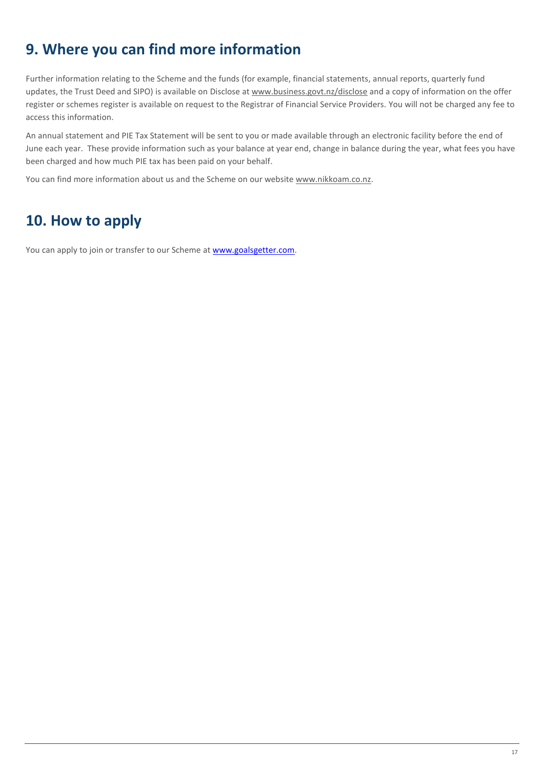## 9. Where you can find more information

Further information relating to the Scheme and the funds (for example, financial statements, annual reports, quarterly fund updates, the Trust Deed and SIPO) is available on Disclose at www.business.govt.nz/disclose and a copy of information on the offer register or schemes register is available on request to the Registrar of Financial Service Providers. You will not be charged any fee to access this information.

An annual statement and PIE Tax Statement will be sent to you or made available through an electronic facility before the end of June each year. These provide information such as your balance at year end, change in balance during the year, what fees you have been charged and how much PIE tax has been paid on your behalf.

You can find more information about us and the Scheme on our website www.nikkoam.co.nz.

## 10. How to apply

You can apply to join or transfer to our Scheme at www.goalsgetter.com.